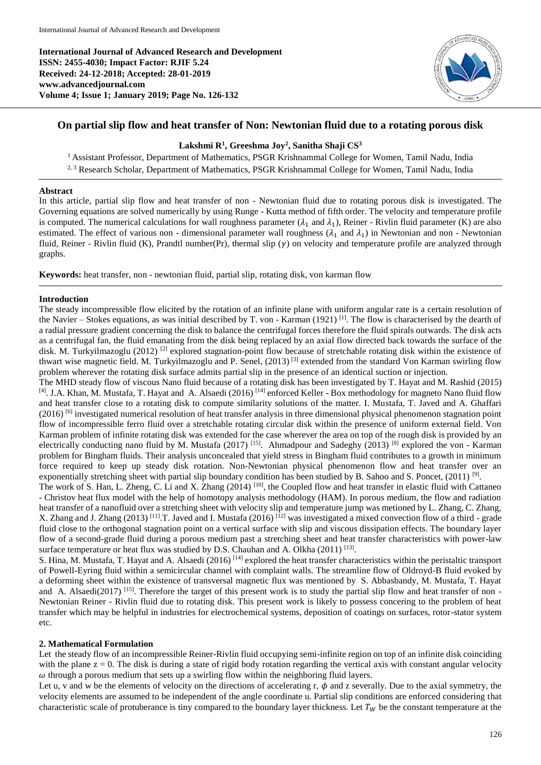International Journal of Advanced Research and Development
ISSN: 2455-4030; Impact Factor: RJIF 5.24
Received: 24-12-2018; Accepted: 28-01-2019
www.advancedjournal.com
Volume 4; Issue 1; January 2019; Page No. 126-132

# On partial slip flow and heat transfer of Non: Newtonian fluid due to a rotating porous disk

**Lakshmi R[1], Greeshma Joy[2], Sanitha Shaji CS[3]**

[1] Assistant Professor, Department of Mathematics, PSGR Krishnammal College for Women, Tamil Nadu, India
[2, 3] Research Scholar, Department of Mathematics, PSGR Krishnammal College for Women, Tamil Nadu, India

## Abstract

In this article, partial slip flow and heat transfer of non - Newtonian fluid due to rotating porous disk is investigated. The Governing equations are solved numerically by using Runge - Kutta method of fifth order. The velocity and temperature profile is computed. The numerical calculations for wall roughness parameter ($\lambda_1$ and $\lambda_1$), Reiner - Rivlin fluid parameter (K) are also estimated. The effect of various non - dimensional parameter wall roughness ($\lambda_1$ and $\lambda_1$) in Newtonian and non - Newtonian fluid, Reiner - Rivlin fluid (K), Prandtl number(Pr), thermal slip ($\gamma$) on velocity and temperature profile are analyzed through graphs.

**Keywords:** heat transfer, non - newtonian fluid, partial slip, rotating disk, von karman flow

## Introduction

The steady incompressible flow elicited by the rotation of an infinite plane with uniform angular rate is a certain resolution of the Navier – Stokes equations, as was initial described by T. von - Karman (1921) [1]. The flow is characterised by the dearth of a radial pressure gradient concerning the disk to balance the centrifugal forces therefore the fluid spirals outwards. The disk acts as a centrifugal fan, the fluid emanating from the disk being replaced by an axial flow directed back towards the surface of the disk. M. Turkyilmazoglu (2012) [2] explored stagnation-point flow because of stretchable rotating disk within the existence of thwart wise magnetic field. M. Turkyilmazoglu and P. Senel, (2013) [3] extended from the standard Von Karman swirling flow problem wherever the rotating disk surface admits partial slip in the presence of an identical suction or injection.

The MHD steady flow of viscous Nano fluid because of a rotating disk has been investigated by T. Hayat and M. Rashid (2015) [4]. J.A. Khan, M. Mustafa, T. Hayat and A. Alsaedi (2016) [14] enforced Keller - Box methodology for magneto Nano fluid flow and heat transfer close to a rotating disk to compute similarity solutions of the matter. I. Mustafa, T. Javed and A. Ghaffari (2016) [6] investigated numerical resolution of heat transfer analysis in three dimensional physical phenomenon stagnation point flow of incompressible ferro fluid over a stretchable rotating circular disk within the presence of uniform external field. Von Karman problem of infinite rotating disk was extended for the case wherever the area on top of the rough disk is provided by an electrically conducting nano fluid by M. Mustafa (2017) [15]. Ahmadpour and Sadeghy (2013) [8] explored the von - Karman problem for Bingham fluids. Their analysis unconcealed that yield stress in Bingham fluid contributes to a growth in minimum force required to keep up steady disk rotation. Non-Newtonian physical phenomenon flow and heat transfer over an exponentially stretching sheet with partial slip boundary condition has been studied by B. Sahoo and S. Poncet, (2011) [9].

The work of S. Han, L. Zheng, C. Li and X. Zhang (2014) [10], the Coupled flow and heat transfer in elastic fluid with Cattaneo - Christov heat flux model with the help of homotopy analysis methodology (HAM). In porous medium, the flow and radiation heat transfer of a nanofluid over a stretching sheet with velocity slip and temperature jump was metioned by L. Zhang, C. Zhang, X. Zhang and J. Zhang (2013) [11].T. Javed and I. Mustafa (2016) [12] was investigated a mixed convection flow of a third - grade fluid close to the orthogonal stagnation point on a vertical surface with slip and viscous dissipation effects. The boundary layer flow of a second-grade fluid during a porous medium past a stretching sheet and heat transfer characteristics with power-law surface temperature or heat flux was studied by D.S. Chauhan and A. Olkha (2011) [13].

S. Hina, M. Mustafa, T. Hayat and A. Alsaedi (2016) [14] explored the heat transfer characteristics within the peristaltic transport of Powell-Eyring fluid within a semicircular channel with complaint walls. The streamline flow of Oldroyd-B fluid evoked by a deforming sheet within the existence of transversal magnetic flux was mentioned by S. Abbasbandy, M. Mustafa, T. Hayat and A. Alsaedi(2017) [15]. Therefore the target of this present work is to study the partial slip flow and heat transfer of non - Newtonian Reiner - Rivlin fluid due to rotating disk. This present work is likely to possess concerning to the problem of heat transfer which may be helpful in industries for electrochemical systems, deposition of coatings on surfaces, rotor-stator system etc.

## 2. Mathematical Formulation

Let the steady flow of an incompressible Reiner-Rivlin fluid occupying semi-infinite region on top of an infinite disk coinciding with the plane z = 0. The disk is during a state of rigid body rotation regarding the vertical axis with constant angular velocity $\omega$ through a porous medium that sets up a swirling flow within the neighboring fluid layers.

Let u, v and w be the elements of velocity on the directions of accelerating r, $\phi$ and z severally. Due to the axial symmetry, the velocity elements are assumed to be independent of the angle coordinate u. Partial slip conditions are enforced considering that characteristic scale of protuberance is tiny compared to the boundary layer thickness. Let $T_W$ be the constant temperature at the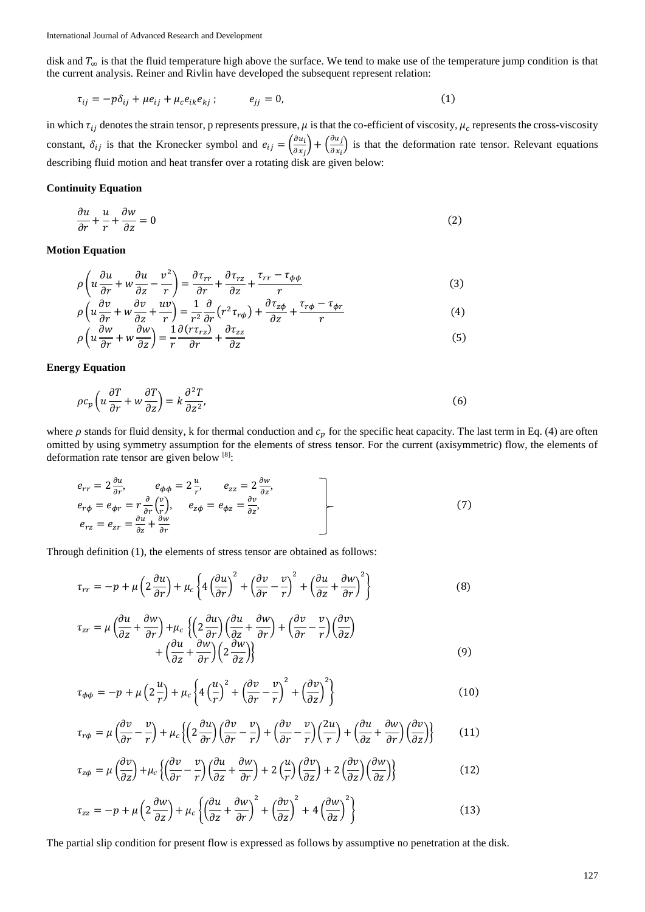disk and $T_\infty$ is that the fluid temperature high above the surface. We tend to make use of the temperature jump condition is that the current analysis. Reiner and Rivlin have developed the subsequent represent relation:

$$\tau_{ij} = -p\delta_{ij} + \mu e_{ij} + \mu_c e_{ik} e_{kj}\,; \qquad e_{jj} = 0, \tag{1}$$

in which $\tau_{ij}$ denotes the strain tensor, p represents pressure, $\mu$ is that the co-efficient of viscosity, $\mu_c$ represents the cross-viscosity constant, $\delta_{ij}$ is that the Kronecker symbol and $e_{ij} = \left(\frac{\partial u_i}{\partial x_j}\right) + \left(\frac{\partial u_j}{\partial x_i}\right)$ is that the deformation rate tensor. Relevant equations describing fluid motion and heat transfer over a rotating disk are given below:

**Continuity Equation**

$$\frac{\partial u}{\partial r} + \frac{u}{r} + \frac{\partial w}{\partial z} = 0 \tag{2}$$

**Motion Equation**

$$\rho\left(u\frac{\partial u}{\partial r} + w\frac{\partial u}{\partial z} - \frac{v^2}{r}\right) = \frac{\partial \tau_{rr}}{\partial r} + \frac{\partial \tau_{rz}}{\partial z} + \frac{\tau_{rr} - \tau_{\phi\phi}}{r} \tag{3}$$

$$\rho\left(u\frac{\partial v}{\partial r} + w\frac{\partial v}{\partial z} + \frac{uv}{r}\right) = \frac{1}{r^2}\frac{\partial}{\partial r}\left(r^2\tau_{r\phi}\right) + \frac{\partial \tau_{z\phi}}{\partial z} + \frac{\tau_{r\phi} - \tau_{\phi r}}{r} \tag{4}$$

$$\rho\left(u\frac{\partial w}{\partial r} + w\frac{\partial w}{\partial z}\right) = \frac{1}{r}\frac{\partial (r\tau_{rz})}{\partial r} + \frac{\partial \tau_{zz}}{\partial z} \tag{5}$$

**Energy Equation**

$$\rho c_p\left(u\frac{\partial T}{\partial r} + w\frac{\partial T}{\partial z}\right) = k\frac{\partial^2 T}{\partial z^2}, \tag{6}$$

where $\rho$ stands for fluid density, k for thermal conduction and $c_p$ for the specific heat capacity. The last term in Eq. (4) are often omitted by using symmetry assumption for the elements of stress tensor. For the current (axisymmetric) flow, the elements of deformation rate tensor are given below [8]:

$$\left.\begin{array}{l} e_{rr} = 2\frac{\partial u}{\partial r}, \qquad e_{\phi\phi} = 2\frac{u}{r}, \qquad e_{zz} = 2\frac{\partial w}{\partial z}, \\ e_{r\phi} = e_{\phi r} = r\frac{\partial}{\partial r}\left(\frac{v}{r}\right), \qquad e_{z\phi} = e_{\phi z} = \frac{\partial v}{\partial z}, \\ e_{rz} = e_{zr} = \frac{\partial u}{\partial z} + \frac{\partial w}{\partial r} \end{array}\right\} \tag{7}$$

Through definition (1), the elements of stress tensor are obtained as follows:

$$\tau_{rr} = -p + \mu\left(2\frac{\partial u}{\partial r}\right) + \mu_c\left\{4\left(\frac{\partial u}{\partial r}\right)^2 + \left(\frac{\partial v}{\partial r} - \frac{v}{r}\right)^2 + \left(\frac{\partial u}{\partial z} + \frac{\partial w}{\partial r}\right)^2\right\} \tag{8}$$

$$\tau_{zr} = \mu\left(\frac{\partial u}{\partial z} + \frac{\partial w}{\partial r}\right) + \mu_c\left\{\left(2\frac{\partial u}{\partial r}\right)\left(\frac{\partial u}{\partial z} + \frac{\partial w}{\partial r}\right) + \left(\frac{\partial v}{\partial r} - \frac{v}{r}\right)\left(\frac{\partial v}{\partial z}\right) + \left(\frac{\partial u}{\partial z} + \frac{\partial w}{\partial r}\right)\left(2\frac{\partial w}{\partial z}\right)\right\} \tag{9}$$

$$\tau_{\phi\phi} = -p + \mu\left(2\frac{u}{r}\right) + \mu_c\left\{4\left(\frac{u}{r}\right)^2 + \left(\frac{\partial v}{\partial r} - \frac{v}{r}\right)^2 + \left(\frac{\partial v}{\partial z}\right)^2\right\} \tag{10}$$

$$\tau_{r\phi} = \mu\left(\frac{\partial v}{\partial r} - \frac{v}{r}\right) + \mu_c\left\{\left(2\frac{\partial u}{\partial r}\right)\left(\frac{\partial v}{\partial r} - \frac{v}{r}\right) + \left(\frac{\partial v}{\partial r} - \frac{v}{r}\right)\left(\frac{2u}{r}\right) + \left(\frac{\partial u}{\partial z} + \frac{\partial w}{\partial r}\right)\left(\frac{\partial v}{\partial z}\right)\right\} \tag{11}$$

$$\tau_{z\phi} = \mu\left(\frac{\partial v}{\partial z}\right) + \mu_c\left\{\left(\frac{\partial v}{\partial r} - \frac{v}{r}\right)\left(\frac{\partial u}{\partial z} + \frac{\partial w}{\partial r}\right) + 2\left(\frac{u}{r}\right)\left(\frac{\partial v}{\partial z}\right) + 2\left(\frac{\partial v}{\partial z}\right)\left(\frac{\partial w}{\partial z}\right)\right\} \tag{12}$$

$$\tau_{zz} = -p + \mu\left(2\frac{\partial w}{\partial z}\right) + \mu_c\left\{\left(\frac{\partial u}{\partial z} + \frac{\partial w}{\partial r}\right)^2 + \left(\frac{\partial v}{\partial z}\right)^2 + 4\left(\frac{\partial w}{\partial z}\right)^2\right\} \tag{13}$$

The partial slip condition for present flow is expressed as follows by assumptive no penetration at the disk.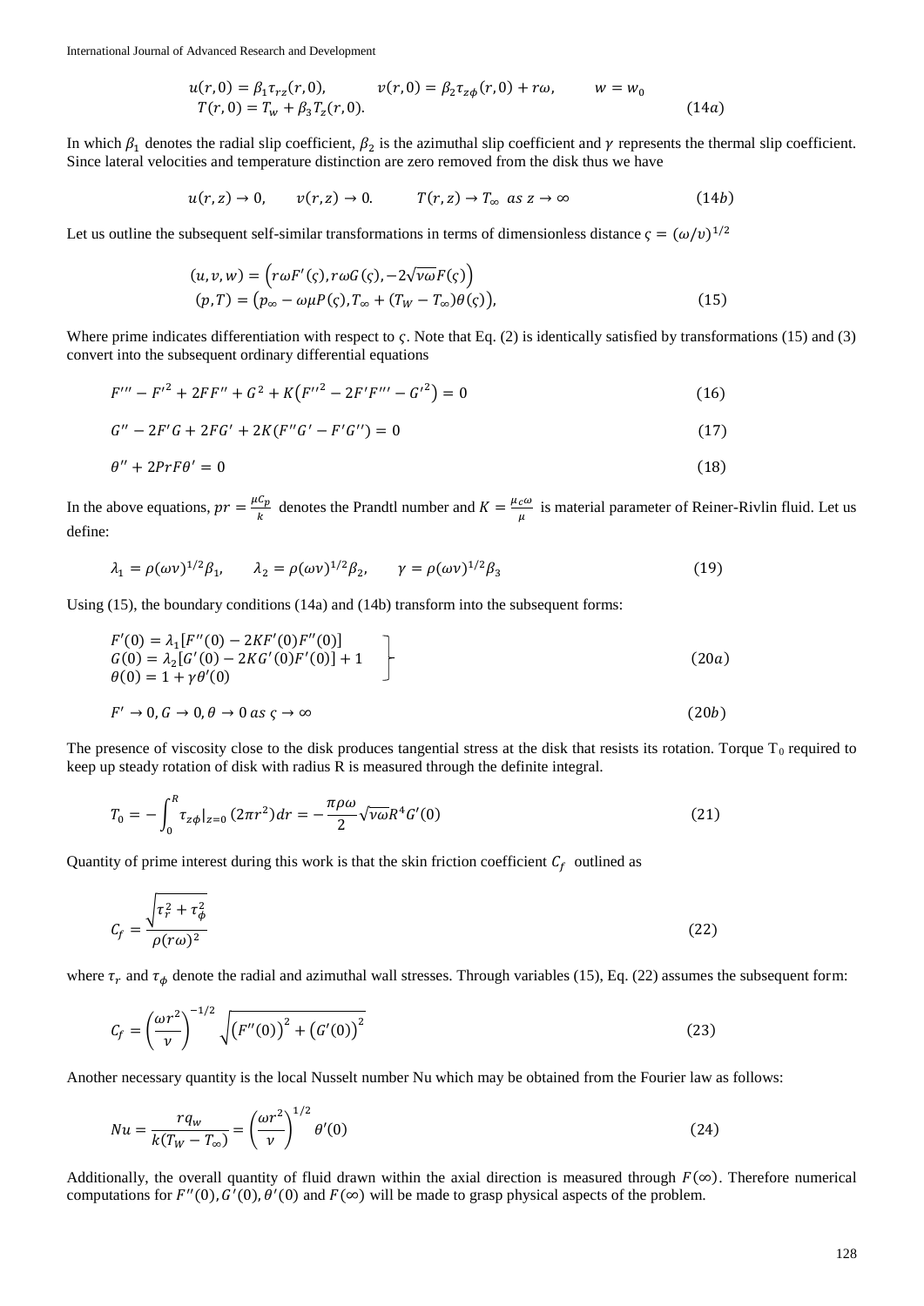$$u(r,0) = \beta_1 \tau_{rz}(r,0), \qquad v(r,0) = \beta_2 \tau_{z\phi}(r,0) + r\omega, \qquad w = w_0$$
$$T(r,0) = T_w + \beta_3 T_z(r,0). \tag{14a}$$

In which $\beta_1$ denotes the radial slip coefficient, $\beta_2$ is the azimuthal slip coefficient and $\gamma$ represents the thermal slip coefficient. Since lateral velocities and temperature distinction are zero removed from the disk thus we have

$$u(r,z) \to 0, \qquad v(r,z) \to 0. \qquad T(r,z) \to T_\infty \ \text{as} \ z \to \infty \tag{14b}$$

Let us outline the subsequent self-similar transformations in terms of dimensionless distance $\varsigma = (\omega/\upsilon)^{1/2}$

$$(u,v,w) = \left(r\omega F'(\varsigma), r\omega G(\varsigma), -2\sqrt{\nu\omega}F(\varsigma)\right)$$
$$(p,T) = \left(p_\infty - \omega\mu P(\varsigma), T_\infty + (T_W - T_\infty)\theta(\varsigma)\right), \tag{15}$$

Where prime indicates differentiation with respect to $\varsigma$. Note that Eq. (2) is identically satisfied by transformations (15) and (3) convert into the subsequent ordinary differential equations

$$F''' - F'^2 + 2FF'' + G^2 + K\left(F''^2 - 2F'F''' - G'^2\right) = 0 \tag{16}$$

$$G'' - 2F'G + 2FG' + 2K(F''G' - F'G'') = 0 \tag{17}$$

$$\theta'' + 2PrF\theta' = 0 \tag{18}$$

In the above equations, $pr = \frac{\mu c_p}{k}$ denotes the Prandtl number and $K = \frac{\mu_c \omega}{\mu}$ is material parameter of Reiner-Rivlin fluid. Let us define:

$$\lambda_1 = \rho(\omega\nu)^{1/2}\beta_1, \qquad \lambda_2 = \rho(\omega\nu)^{1/2}\beta_2, \qquad \gamma = \rho(\omega\nu)^{1/2}\beta_3 \tag{19}$$

Using (15), the boundary conditions (14a) and (14b) transform into the subsequent forms:

$$\left.\begin{aligned} F'(0) &= \lambda_1[F''(0) - 2KF'(0)F''(0)] \\ G(0) &= \lambda_2[G'(0) - 2KG'(0)F'(0)] + 1 \\ \theta(0) &= 1 + \gamma\theta'(0) \end{aligned}\right\} \tag{20a}$$

$$F' \to 0, G \to 0, \theta \to 0 \ as \ \varsigma \to \infty \tag{20b}$$

The presence of viscosity close to the disk produces tangential stress at the disk that resists its rotation. Torque $T_0$ required to keep up steady rotation of disk with radius R is measured through the definite integral.

$$T_0 = -\int_0^R \tau_{z\phi}|_{z=0}(2\pi r^2)dr = -\frac{\pi\rho\omega}{2}\sqrt{\nu\omega}R^4 G'(0) \tag{21}$$

Quantity of prime interest during this work is that the skin friction coefficient $C_f$ outlined as

$$C_f = \frac{\sqrt{\tau_r^2 + \tau_\phi^2}}{\rho(r\omega)^2} \tag{22}$$

where $\tau_r$ and $\tau_\phi$ denote the radial and azimuthal wall stresses. Through variables (15), Eq. (22) assumes the subsequent form:

$$C_f = \left(\frac{\omega r^2}{\nu}\right)^{-1/2}\sqrt{\left(F''(0)\right)^2 + \left(G'(0)\right)^2} \tag{23}$$

Another necessary quantity is the local Nusselt number Nu which may be obtained from the Fourier law as follows:

$$Nu = \frac{rq_w}{k(T_W - T_\infty)} = \left(\frac{\omega r^2}{\nu}\right)^{1/2}\theta'(0) \tag{24}$$

Additionally, the overall quantity of fluid drawn within the axial direction is measured through $F(\infty)$. Therefore numerical computations for $F''(0), G'(0), \theta'(0)$ and $F(\infty)$ will be made to grasp physical aspects of the problem.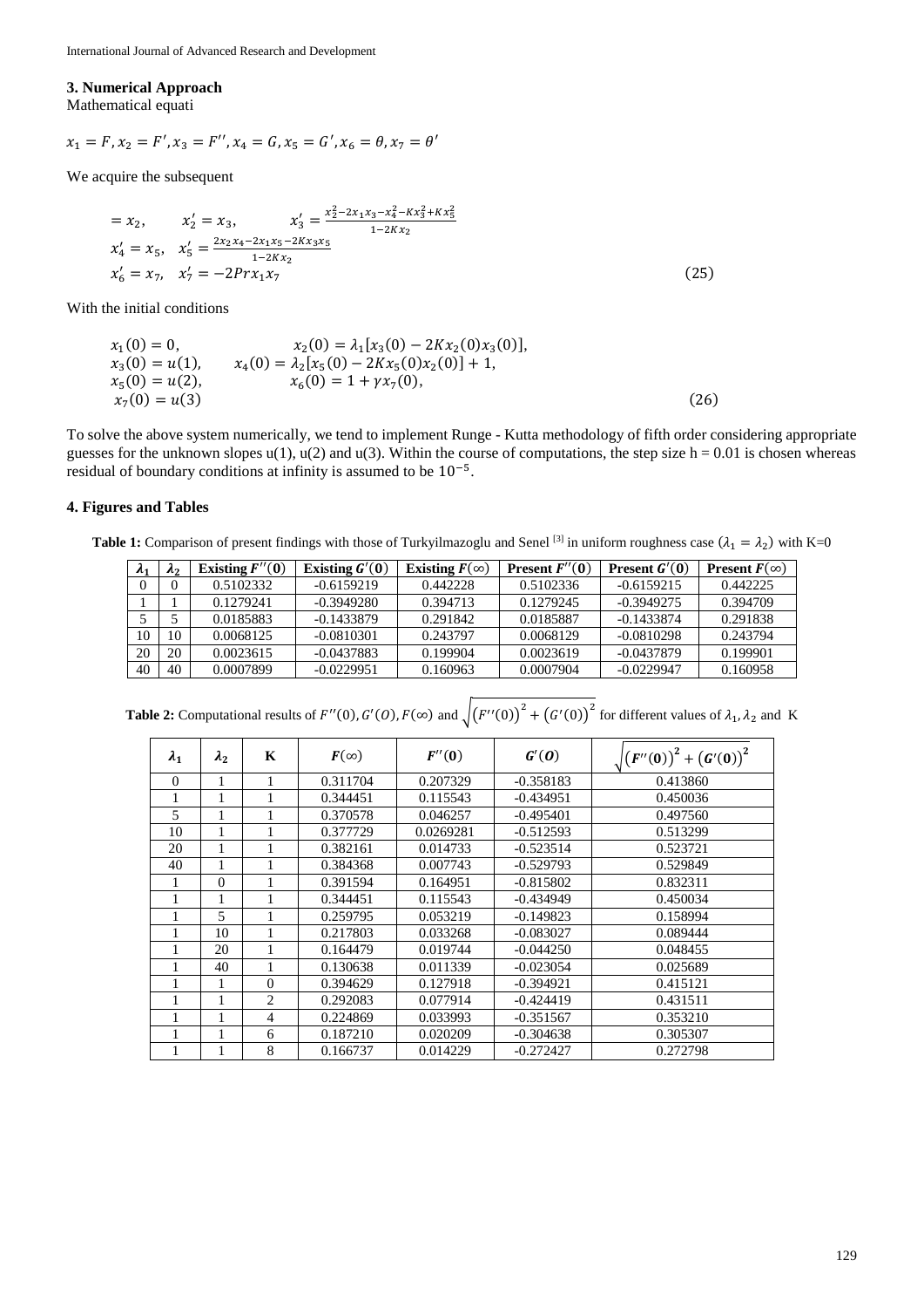### 3. Numerical Approach

Mathematical equati

$$x_1 = F, x_2 = F', x_3 = F'', x_4 = G, x_5 = G', x_6 = \theta, x_7 = \theta'$$

We acquire the subsequent

$$
\begin{aligned}
&= x_2, \qquad x_2' = x_3, \qquad x_3' = \frac{x_2^2 - 2x_1x_3 - x_4^2 - Kx_3^2 + Kx_5^2}{1 - 2Kx_2} \\
&x_4' = x_5, \quad x_5' = \frac{2x_2x_4 - 2x_1x_5 - 2Kx_3x_5}{1 - 2Kx_2} \\
&x_6' = x_7, \quad x_7' = -2Prx_1x_7
\end{aligned}
\tag{25}
$$

With the initial conditions

$$
\begin{aligned}
&x_1(0) = 0, \qquad x_2(0) = \lambda_1[x_3(0) - 2Kx_2(0)x_3(0)], \\
&x_3(0) = u(1), \qquad x_4(0) = \lambda_2[x_5(0) - 2Kx_5(0)x_2(0)] + 1, \\
&x_5(0) = u(2), \qquad x_6(0) = 1 + \gamma x_7(0), \\
&x_7(0) = u(3)
\end{aligned}
\tag{26}
$$

To solve the above system numerically, we tend to implement Runge - Kutta methodology of fifth order considering appropriate guesses for the unknown slopes u(1), u(2) and u(3). Within the course of computations, the step size h = 0.01 is chosen whereas residual of boundary conditions at infinity is assumed to be $10^{-5}$.

### 4. Figures and Tables

**Table 1:** Comparison of present findings with those of Turkyilmazoglu and Senel [3] in uniform roughness case ($\lambda_1 = \lambda_2$) with K=0

| $\lambda_1$ | $\lambda_2$ | Existing $F''(0)$ | Existing $G'(0)$ | Existing $F(\infty)$ | Present $F''(0)$ | Present $G'(0)$ | Present $F(\infty)$ |
|---|---|---|---|---|---|---|---|
| 0 | 0 | 0.5102332 | -0.6159219 | 0.442228 | 0.5102336 | -0.6159215 | 0.442225 |
| 1 | 1 | 0.1279241 | -0.3949280 | 0.394713 | 0.1279245 | -0.3949275 | 0.394709 |
| 5 | 5 | 0.0185883 | -0.1433879 | 0.291842 | 0.0185887 | -0.1433874 | 0.291838 |
| 10 | 10 | 0.0068125 | -0.0810301 | 0.243797 | 0.0068129 | -0.0810298 | 0.243794 |
| 20 | 20 | 0.0023615 | -0.0437883 | 0.199904 | 0.0023619 | -0.0437879 | 0.199901 |
| 40 | 40 | 0.0007899 | -0.0229951 | 0.160963 | 0.0007904 | -0.0229947 | 0.160958 |

**Table 2:** Computational results of $F''(0), G'(O), F(\infty)$ and $\sqrt{(F''(0))^2 + (G'(0))^2}$ for different values of $\lambda_1, \lambda_2$ and K

| $\lambda_1$ | $\lambda_2$ | K | $F(\infty)$ | $F''(0)$ | $G'(O)$ | $\sqrt{(F''(0))^2 + (G'(0))^2}$ |
|---|---|---|---|---|---|---|
| 0 | 1 | 1 | 0.311704 | 0.207329 | -0.358183 | 0.413860 |
| 1 | 1 | 1 | 0.344451 | 0.115543 | -0.434951 | 0.450036 |
| 5 | 1 | 1 | 0.370578 | 0.046257 | -0.495401 | 0.497560 |
| 10 | 1 | 1 | 0.377729 | 0.0269281 | -0.512593 | 0.513299 |
| 20 | 1 | 1 | 0.382161 | 0.014733 | -0.523514 | 0.523721 |
| 40 | 1 | 1 | 0.384368 | 0.007743 | -0.529793 | 0.529849 |
| 1 | 0 | 1 | 0.391594 | 0.164951 | -0.815802 | 0.832311 |
| 1 | 1 | 1 | 0.344451 | 0.115543 | -0.434949 | 0.450034 |
| 1 | 5 | 1 | 0.259795 | 0.053219 | -0.149823 | 0.158994 |
| 1 | 10 | 1 | 0.217803 | 0.033268 | -0.083027 | 0.089444 |
| 1 | 20 | 1 | 0.164479 | 0.019744 | -0.044250 | 0.048455 |
| 1 | 40 | 1 | 0.130638 | 0.011339 | -0.023054 | 0.025689 |
| 1 | 1 | 0 | 0.394629 | 0.127918 | -0.394921 | 0.415121 |
| 1 | 1 | 2 | 0.292083 | 0.077914 | -0.424419 | 0.431511 |
| 1 | 1 | 4 | 0.224869 | 0.033993 | -0.351567 | 0.353210 |
| 1 | 1 | 6 | 0.187210 | 0.020209 | -0.304638 | 0.305307 |
| 1 | 1 | 8 | 0.166737 | 0.014229 | -0.272427 | 0.272798 |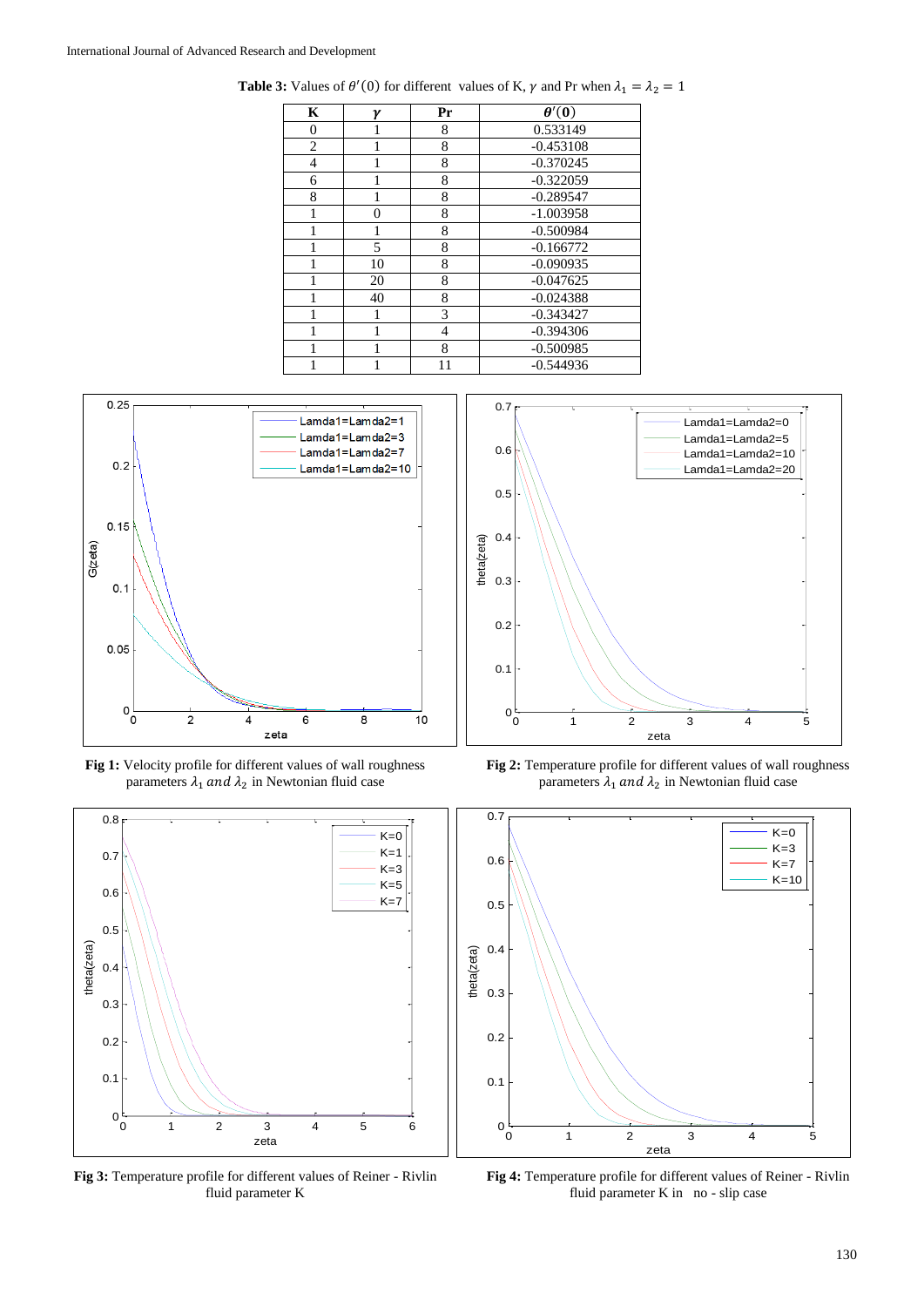**Table 3:** Values of $\theta'(0)$ for different values of K, $\gamma$ and Pr when $\lambda_1 = \lambda_2 = 1$

| K | $\gamma$ | Pr | $\theta'(0)$ |
|---|---|---|---|
| 0 | 1 | 8 | 0.533149 |
| 2 | 1 | 8 | -0.453108 |
| 4 | 1 | 8 | -0.370245 |
| 6 | 1 | 8 | -0.322059 |
| 8 | 1 | 8 | -0.289547 |
| 1 | 0 | 8 | -1.003958 |
| 1 | 1 | 8 | -0.500984 |
| 1 | 5 | 8 | -0.166772 |
| 1 | 10 | 8 | -0.090935 |
| 1 | 20 | 8 | -0.047625 |
| 1 | 40 | 8 | -0.024388 |
| 1 | 1 | 3 | -0.343427 |
| 1 | 1 | 4 | -0.394306 |
| 1 | 1 | 8 | -0.500985 |
| 1 | 1 | 11 | -0.544936 |

G(zeta)
zeta
Lamda1=Lamda2=1
Lamda1=Lamda2=3
Lamda1=Lamda2=7
Lamda1=Lamda2=10

**Fig 1:** Velocity profile for different values of wall roughness parameters $\lambda_1$ *and* $\lambda_2$ in Newtonian fluid case

theta(zeta)
zeta
Lamda1=Lamda2=0
Lamda1=Lamda2=5
Lamda1=Lamda2=10
Lamda1=Lamda2=20

**Fig 2:** Temperature profile for different values of wall roughness parameters $\lambda_1$ *and* $\lambda_2$ in Newtonian fluid case

theta(zeta)
zeta
K=0
K=1
K=3
K=5
K=7

**Fig 3:** Temperature profile for different values of Reiner - Rivlin fluid parameter K

theta(zeta)
zeta
K=0
K=3
K=7
K=10

**Fig 4:** Temperature profile for different values of Reiner - Rivlin fluid parameter K in no - slip case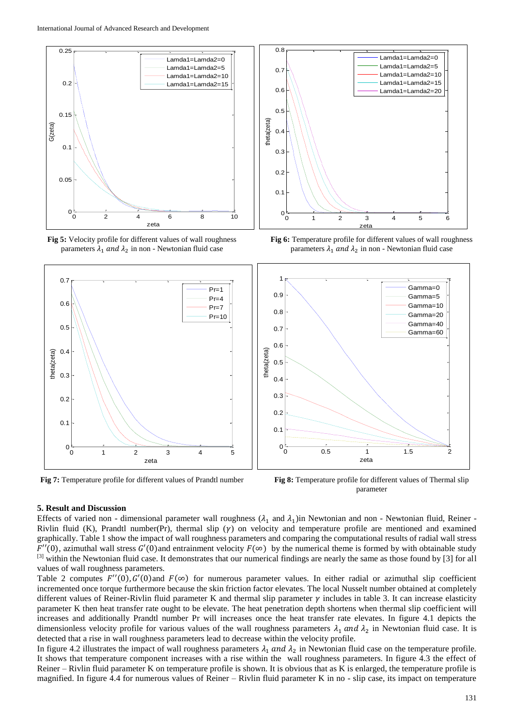G(zeta)

zeta

0.25
0.2
0.15
0.1
0.05
0

0 2 4 6 8 10

Lamda1=Lamda2=0
Lamda1=Lamda2=5
Lamda1=Lamda2=10
Lamda1=Lamda2=15

**Fig 5:** Velocity profile for different values of wall roughness parameters $\lambda_1$ *and* $\lambda_2$ in non - Newtonian fluid case

theta(zeta)

zeta

0.8
0.7
0.6
0.5
0.4
0.3
0.2
0.1
0

0 1 2 3 4 5 6

Lamda1=Lamda2=0
Lamda1=Lamda2=5
Lamda1=Lamda2=10
Lamda1=Lamda2=15
Lamda1=Lamda2=20

**Fig 6:** Temperature profile for different values of wall roughness parameters $\lambda_1$ *and* $\lambda_2$ in non - Newtonian fluid case

theta(zeta)

zeta

0.7
0.6
0.5
0.4
0.3
0.2
0.1
0

0 1 2 3 4 5

Pr=1
Pr=4
Pr=7
Pr=10

**Fig 7:** Temperature profile for different values of Prandtl number

theta(zeta)

zeta

1
0.9
0.8
0.7
0.6
0.5
0.4
0.3
0.2
0.1
0

0 0.5 1 1.5 2

Gamma=0
Gamma=5
Gamma=10
Gamma=20
Gamma=40
Gamma=60

**Fig 8:** Temperature profile for different values of Thermal slip parameter

## 5. Result and Discussion

Effects of varied non - dimensional parameter wall roughness ($\lambda_1$ and $\lambda_1$)in Newtonian and non - Newtonian fluid, Reiner - Rivlin fluid (K), Prandtl number(Pr), thermal slip ($\gamma$) on velocity and temperature profile are mentioned and examined graphically. Table 1 show the impact of wall roughness parameters and comparing the computational results of radial wall stress $F''(0)$, azimuthal wall stress $G'(0)$and entrainment velocity $F(\infty)$ by the numerical theme is formed by with obtainable study [3] within the Newtonian fluid case. It demonstrates that our numerical findings are nearly the same as those found by [3] for all values of wall roughness parameters.

Table 2 computes $F''(0), G'(0)$and $F(\infty)$ for numerous parameter values. In either radial or azimuthal slip coefficient incremented once torque furthermore because the skin friction factor elevates. The local Nusselt number obtained at completely different values of Reiner-Rivlin fluid parameter K and thermal slip parameter $\gamma$ includes in table 3. It can increase elasticity parameter K then heat transfer rate ought to be elevate. The heat penetration depth shortens when thermal slip coefficient will increases and additionally Prandtl number Pr will increases once the heat transfer rate elevates. In figure 4.1 depicts the dimensionless velocity profile for various values of the wall roughness parameters $\lambda_1$ *and* $\lambda_2$ in Newtonian fluid case. It is detected that a rise in wall roughness parameters lead to decrease within the velocity profile.

In figure 4.2 illustrates the impact of wall roughness parameters $\lambda_1$ *and* $\lambda_2$ in Newtonian fluid case on the temperature profile. It shows that temperature component increases with a rise within the wall roughness parameters. In figure 4.3 the effect of Reiner – Rivlin fluid parameter K on temperature profile is shown. It is obvious that as K is enlarged, the temperature profile is magnified. In figure 4.4 for numerous values of Reiner – Rivlin fluid parameter K in no - slip case, its impact on temperature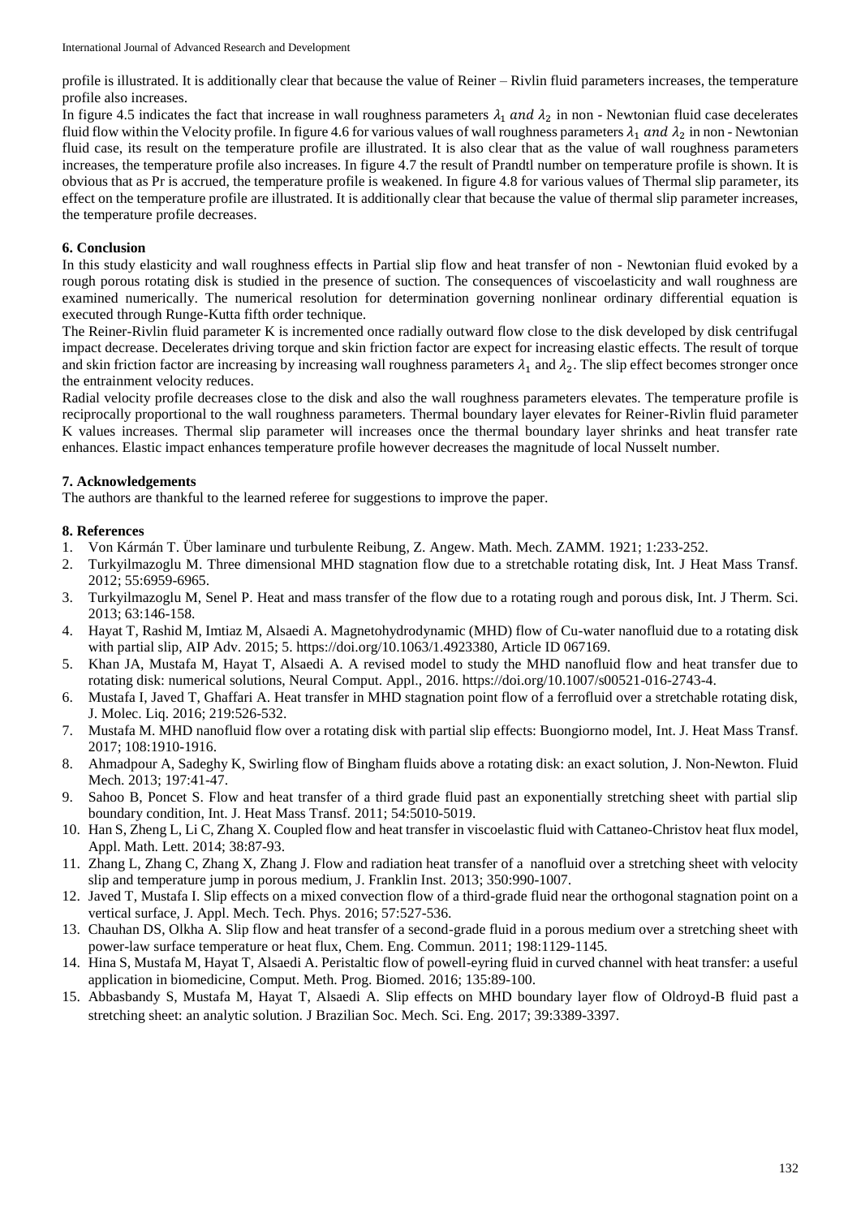profile is illustrated. It is additionally clear that because the value of Reiner – Rivlin fluid parameters increases, the temperature profile also increases.

In figure 4.5 indicates the fact that increase in wall roughness parameters $\lambda_1$ *and* $\lambda_2$ in non - Newtonian fluid case decelerates fluid flow within the Velocity profile. In figure 4.6 for various values of wall roughness parameters $\lambda_1$ *and* $\lambda_2$ in non - Newtonian fluid case, its result on the temperature profile are illustrated. It is also clear that as the value of wall roughness parameters increases, the temperature profile also increases. In figure 4.7 the result of Prandtl number on temperature profile is shown. It is obvious that as Pr is accrued, the temperature profile is weakened. In figure 4.8 for various values of Thermal slip parameter, its effect on the temperature profile are illustrated. It is additionally clear that because the value of thermal slip parameter increases, the temperature profile decreases.

## 6. Conclusion

In this study elasticity and wall roughness effects in Partial slip flow and heat transfer of non - Newtonian fluid evoked by a rough porous rotating disk is studied in the presence of suction. The consequences of viscoelasticity and wall roughness are examined numerically. The numerical resolution for determination governing nonlinear ordinary differential equation is executed through Runge-Kutta fifth order technique.

The Reiner-Rivlin fluid parameter K is incremented once radially outward flow close to the disk developed by disk centrifugal impact decrease. Decelerates driving torque and skin friction factor are expect for increasing elastic effects. The result of torque and skin friction factor are increasing by increasing wall roughness parameters $\lambda_1$ and $\lambda_2$. The slip effect becomes stronger once the entrainment velocity reduces.

Radial velocity profile decreases close to the disk and also the wall roughness parameters elevates. The temperature profile is reciprocally proportional to the wall roughness parameters. Thermal boundary layer elevates for Reiner-Rivlin fluid parameter K values increases. Thermal slip parameter will increases once the thermal boundary layer shrinks and heat transfer rate enhances. Elastic impact enhances temperature profile however decreases the magnitude of local Nusselt number.

## 7. Acknowledgements

The authors are thankful to the learned referee for suggestions to improve the paper.

## 8. References

1. Von Kármán T. Über laminare und turbulente Reibung, Z. Angew. Math. Mech. ZAMM. 1921; 1:233-252.
2. Turkyilmazoglu M. Three dimensional MHD stagnation flow due to a stretchable rotating disk, Int. J Heat Mass Transf. 2012; 55:6959-6965.
3. Turkyilmazoglu M, Senel P. Heat and mass transfer of the flow due to a rotating rough and porous disk, Int. J Therm. Sci. 2013; 63:146-158.
4. Hayat T, Rashid M, Imtiaz M, Alsaedi A. Magnetohydrodynamic (MHD) flow of Cu-water nanofluid due to a rotating disk with partial slip, AIP Adv. 2015; 5. https://doi.org/10.1063/1.4923380, Article ID 067169.
5. Khan JA, Mustafa M, Hayat T, Alsaedi A. A revised model to study the MHD nanofluid flow and heat transfer due to rotating disk: numerical solutions, Neural Comput. Appl., 2016. https://doi.org/10.1007/s00521-016-2743-4.
6. Mustafa I, Javed T, Ghaffari A. Heat transfer in MHD stagnation point flow of a ferrofluid over a stretchable rotating disk, J. Molec. Liq. 2016; 219:526-532.
7. Mustafa M. MHD nanofluid flow over a rotating disk with partial slip effects: Buongiorno model, Int. J. Heat Mass Transf. 2017; 108:1910-1916.
8. Ahmadpour A, Sadeghy K, Swirling flow of Bingham fluids above a rotating disk: an exact solution, J. Non-Newton. Fluid Mech. 2013; 197:41-47.
9. Sahoo B, Poncet S. Flow and heat transfer of a third grade fluid past an exponentially stretching sheet with partial slip boundary condition, Int. J. Heat Mass Transf. 2011; 54:5010-5019.
10. Han S, Zheng L, Li C, Zhang X. Coupled flow and heat transfer in viscoelastic fluid with Cattaneo-Christov heat flux model, Appl. Math. Lett. 2014; 38:87-93.
11. Zhang L, Zhang C, Zhang X, Zhang J. Flow and radiation heat transfer of a nanofluid over a stretching sheet with velocity slip and temperature jump in porous medium, J. Franklin Inst. 2013; 350:990-1007.
12. Javed T, Mustafa I. Slip effects on a mixed convection flow of a third-grade fluid near the orthogonal stagnation point on a vertical surface, J. Appl. Mech. Tech. Phys. 2016; 57:527-536.
13. Chauhan DS, Olkha A. Slip flow and heat transfer of a second-grade fluid in a porous medium over a stretching sheet with power-law surface temperature or heat flux, Chem. Eng. Commun. 2011; 198:1129-1145.
14. Hina S, Mustafa M, Hayat T, Alsaedi A. Peristaltic flow of powell-eyring fluid in curved channel with heat transfer: a useful application in biomedicine, Comput. Meth. Prog. Biomed. 2016; 135:89-100.
15. Abbasbandy S, Mustafa M, Hayat T, Alsaedi A. Slip effects on MHD boundary layer flow of Oldroyd-B fluid past a stretching sheet: an analytic solution. J Brazilian Soc. Mech. Sci. Eng. 2017; 39:3389-3397.